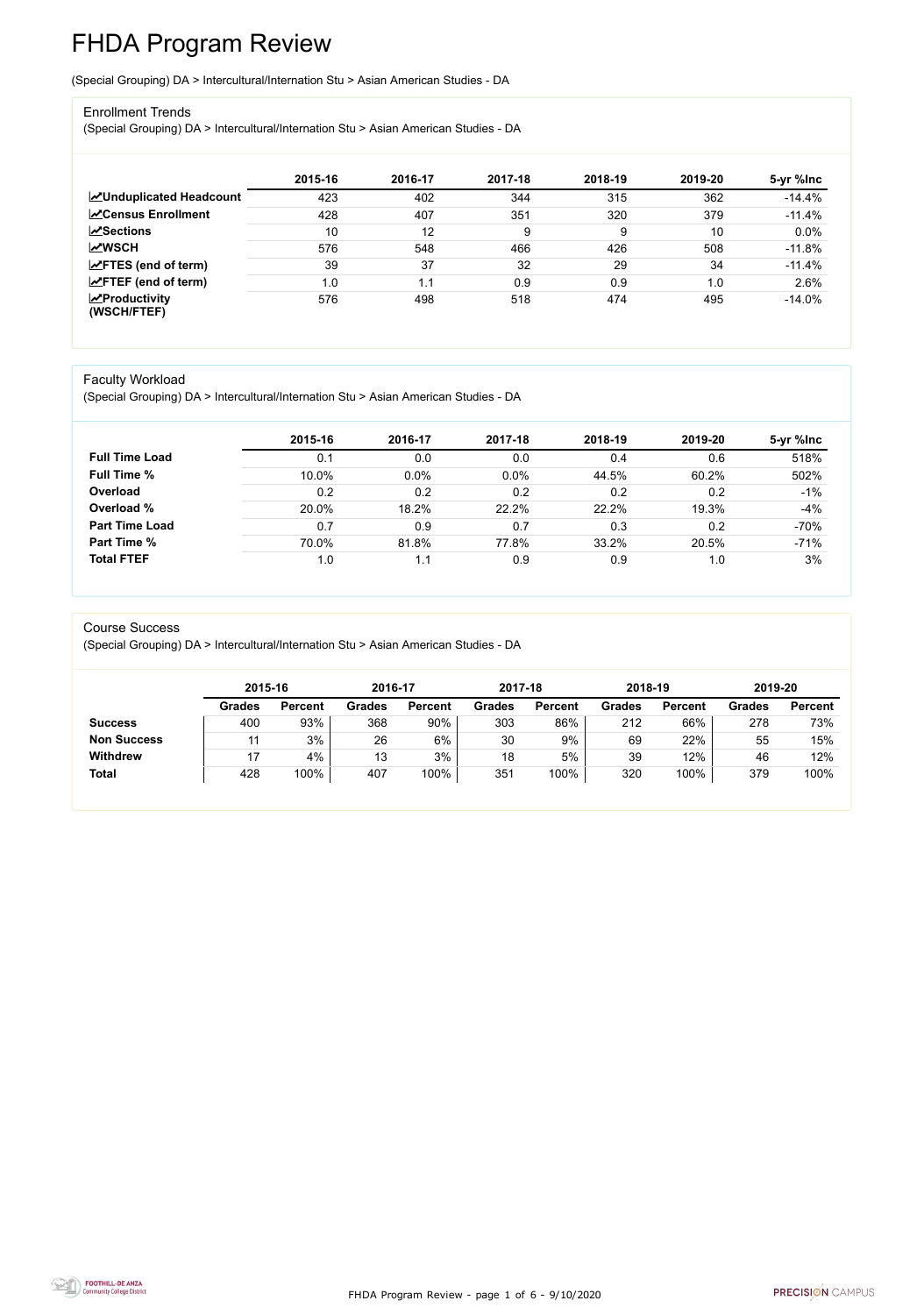# FHDA Program Review

(Special Grouping) DA > Intercultural/Internation Stu > Asian American Studies - DA

## Enrollment Trends

(Special Grouping) DA > Intercultural/Internation Stu > Asian American Studies - DA

| | 2015-16 | 2016-17 | 2017-18 | 2018-19 | 2019-20 | 5-yr %Inc |
|---|---|---|---|---|---|---|
| **Unduplicated Headcount** | 423 | 402 | 344 | 315 | 362 | -14.4% |
| **Census Enrollment** | 428 | 407 | 351 | 320 | 379 | -11.4% |
| **Sections** | 10 | 12 | 9 | 9 | 10 | 0.0% |
| **WSCH** | 576 | 548 | 466 | 426 | 508 | -11.8% |
| **FTES (end of term)** | 39 | 37 | 32 | 29 | 34 | -11.4% |
| **FTEF (end of term)** | 1.0 | 1.1 | 0.9 | 0.9 | 1.0 | 2.6% |
| **Productivity (WSCH/FTEF)** | 576 | 498 | 518 | 474 | 495 | -14.0% |

## Faculty Workload

(Special Grouping) DA > Intercultural/Internation Stu > Asian American Studies - DA

| | 2015-16 | 2016-17 | 2017-18 | 2018-19 | 2019-20 | 5-yr %Inc |
|---|---|---|---|---|---|---|
| **Full Time Load** | 0.1 | 0.0 | 0.0 | 0.4 | 0.6 | 518% |
| **Full Time %** | 10.0% | 0.0% | 0.0% | 44.5% | 60.2% | 502% |
| **Overload** | 0.2 | 0.2 | 0.2 | 0.2 | 0.2 | -1% |
| **Overload %** | 20.0% | 18.2% | 22.2% | 22.2% | 19.3% | -4% |
| **Part Time Load** | 0.7 | 0.9 | 0.7 | 0.3 | 0.2 | -70% |
| **Part Time %** | 70.0% | 81.8% | 77.8% | 33.2% | 20.5% | -71% |
| **Total FTEF** | 1.0 | 1.1 | 0.9 | 0.9 | 1.0 | 3% |

## Course Success

(Special Grouping) DA > Intercultural/Internation Stu > Asian American Studies - DA

| | 2015-16 | | 2016-17 | | 2017-18 | | 2018-19 | | 2019-20 | |
|---|---|---|---|---|---|---|---|---|---|---|
| | **Grades** | **Percent** | **Grades** | **Percent** | **Grades** | **Percent** | **Grades** | **Percent** | **Grades** | **Percent** |
| **Success** | 400 | 93% | 368 | 90% | 303 | 86% | 212 | 66% | 278 | 73% |
| **Non Success** | 11 | 3% | 26 | 6% | 30 | 9% | 69 | 22% | 55 | 15% |
| **Withdrew** | 17 | 4% | 13 | 3% | 18 | 5% | 39 | 12% | 46 | 12% |
| **Total** | 428 | 100% | 407 | 100% | 351 | 100% | 320 | 100% | 379 | 100% |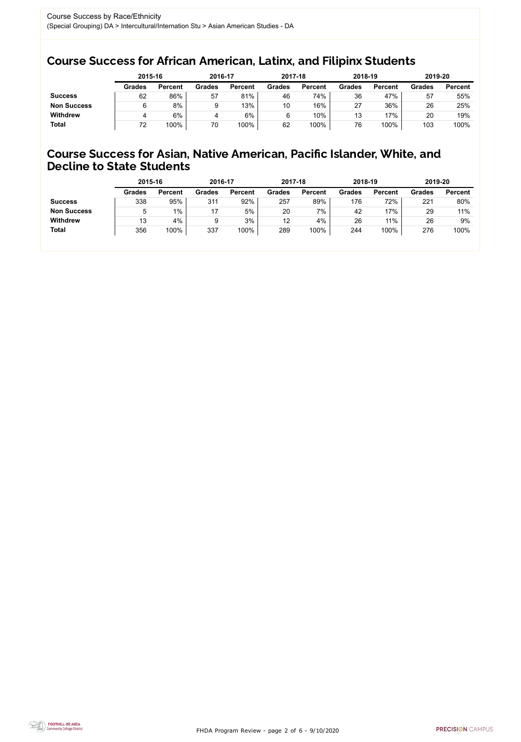Course Success by Race/Ethnicity
(Special Grouping) DA > Intercultural/Internation Stu > Asian American Studies - DA

## Course Success for African American, Latinx, and Filipinx Students

| | 2015-16 | | 2016-17 | | 2017-18 | | 2018-19 | | 2019-20 | |
|---|---|---|---|---|---|---|---|---|---|---|
| | Grades | Percent | Grades | Percent | Grades | Percent | Grades | Percent | Grades | Percent |
| **Success** | 62 | 86% | 57 | 81% | 46 | 74% | 36 | 47% | 57 | 55% |
| **Non Success** | 6 | 8% | 9 | 13% | 10 | 16% | 27 | 36% | 26 | 25% |
| **Withdrew** | 4 | 6% | 4 | 6% | 6 | 10% | 13 | 17% | 20 | 19% |
| **Total** | 72 | 100% | 70 | 100% | 62 | 100% | 76 | 100% | 103 | 100% |

## Course Success for Asian, Native American, Pacific Islander, White, and Decline to State Students

| | 2015-16 | | 2016-17 | | 2017-18 | | 2018-19 | | 2019-20 | |
|---|---|---|---|---|---|---|---|---|---|---|
| | Grades | Percent | Grades | Percent | Grades | Percent | Grades | Percent | Grades | Percent |
| **Success** | 338 | 95% | 311 | 92% | 257 | 89% | 176 | 72% | 221 | 80% |
| **Non Success** | 5 | 1% | 17 | 5% | 20 | 7% | 42 | 17% | 29 | 11% |
| **Withdrew** | 13 | 4% | 9 | 3% | 12 | 4% | 26 | 11% | 26 | 9% |
| **Total** | 356 | 100% | 337 | 100% | 289 | 100% | 244 | 100% | 276 | 100% |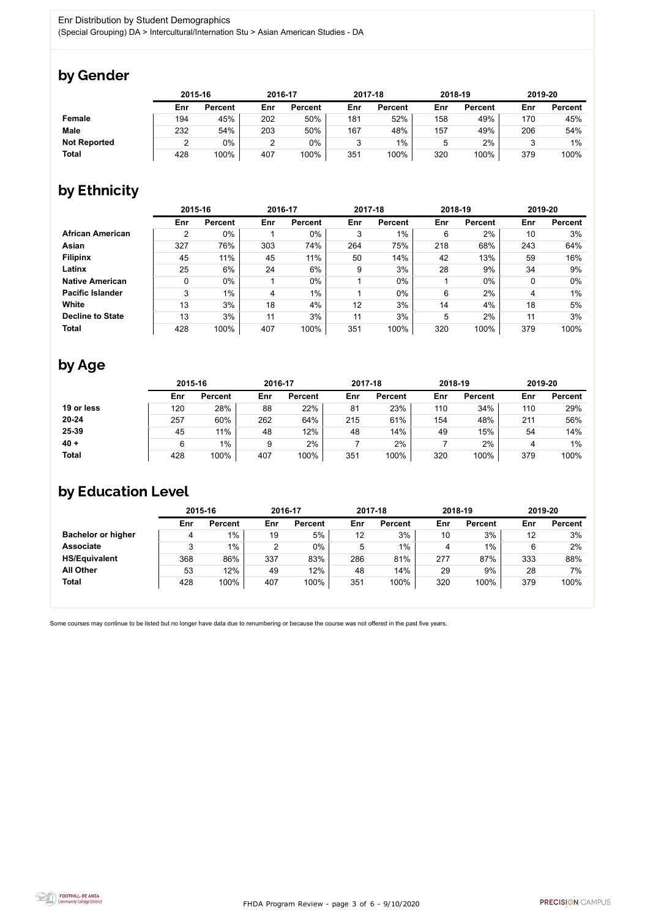Enr Distribution by Student Demographics

(Special Grouping) DA > Intercultural/Internation Stu > Asian American Studies - DA

## by Gender

| | 2015-16 | | 2016-17 | | 2017-18 | | 2018-19 | | 2019-20 | |
|---|---|---|---|---|---|---|---|---|---|---|
| | Enr | Percent | Enr | Percent | Enr | Percent | Enr | Percent | Enr | Percent |
| **Female** | 194 | 45% | 202 | 50% | 181 | 52% | 158 | 49% | 170 | 45% |
| **Male** | 232 | 54% | 203 | 50% | 167 | 48% | 157 | 49% | 206 | 54% |
| **Not Reported** | 2 | 0% | 2 | 0% | 3 | 1% | 5 | 2% | 3 | 1% |
| **Total** | 428 | 100% | 407 | 100% | 351 | 100% | 320 | 100% | 379 | 100% |

## by Ethnicity

| | 2015-16 | | 2016-17 | | 2017-18 | | 2018-19 | | 2019-20 | |
|---|---|---|---|---|---|---|---|---|---|---|
| | Enr | Percent | Enr | Percent | Enr | Percent | Enr | Percent | Enr | Percent |
| **African American** | 2 | 0% | 1 | 0% | 3 | 1% | 6 | 2% | 10 | 3% |
| **Asian** | 327 | 76% | 303 | 74% | 264 | 75% | 218 | 68% | 243 | 64% |
| **Filipinx** | 45 | 11% | 45 | 11% | 50 | 14% | 42 | 13% | 59 | 16% |
| **Latinx** | 25 | 6% | 24 | 6% | 9 | 3% | 28 | 9% | 34 | 9% |
| **Native American** | 0 | 0% | 1 | 0% | 1 | 0% | 1 | 0% | 0 | 0% |
| **Pacific Islander** | 3 | 1% | 4 | 1% | 1 | 0% | 6 | 2% | 4 | 1% |
| **White** | 13 | 3% | 18 | 4% | 12 | 3% | 14 | 4% | 18 | 5% |
| **Decline to State** | 13 | 3% | 11 | 3% | 11 | 3% | 5 | 2% | 11 | 3% |
| **Total** | 428 | 100% | 407 | 100% | 351 | 100% | 320 | 100% | 379 | 100% |

## by Age

| | 2015-16 | | 2016-17 | | 2017-18 | | 2018-19 | | 2019-20 | |
|---|---|---|---|---|---|---|---|---|---|---|
| | Enr | Percent | Enr | Percent | Enr | Percent | Enr | Percent | Enr | Percent |
| **19 or less** | 120 | 28% | 88 | 22% | 81 | 23% | 110 | 34% | 110 | 29% |
| **20-24** | 257 | 60% | 262 | 64% | 215 | 61% | 154 | 48% | 211 | 56% |
| **25-39** | 45 | 11% | 48 | 12% | 48 | 14% | 49 | 15% | 54 | 14% |
| **40 +** | 6 | 1% | 9 | 2% | 7 | 2% | 7 | 2% | 4 | 1% |
| **Total** | 428 | 100% | 407 | 100% | 351 | 100% | 320 | 100% | 379 | 100% |

## by Education Level

| | 2015-16 | | 2016-17 | | 2017-18 | | 2018-19 | | 2019-20 | |
|---|---|---|---|---|---|---|---|---|---|---|
| | Enr | Percent | Enr | Percent | Enr | Percent | Enr | Percent | Enr | Percent |
| **Bachelor or higher** | 4 | 1% | 19 | 5% | 12 | 3% | 10 | 3% | 12 | 3% |
| **Associate** | 3 | 1% | 2 | 0% | 5 | 1% | 4 | 1% | 6 | 2% |
| **HS/Equivalent** | 368 | 86% | 337 | 83% | 286 | 81% | 277 | 87% | 333 | 88% |
| **All Other** | 53 | 12% | 49 | 12% | 48 | 14% | 29 | 9% | 28 | 7% |
| **Total** | 428 | 100% | 407 | 100% | 351 | 100% | 320 | 100% | 379 | 100% |

Some courses may continue to be listed but no longer have data due to renumbering or because the course was not offered in the past five years.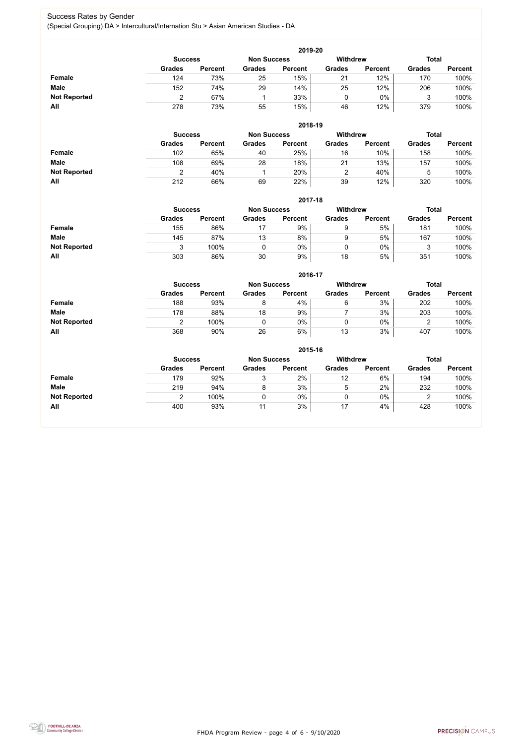# Success Rates by Gender

(Special Grouping) DA > Intercultural/Internation Stu > Asian American Studies - DA

### 2019-20

| | Success | | Non Success | | Withdrew | | Total | |
|---|---|---|---|---|---|---|---|---|
| | Grades | Percent | Grades | Percent | Grades | Percent | Grades | Percent |
| **Female** | 124 | 73% | 25 | 15% | 21 | 12% | 170 | 100% |
| **Male** | 152 | 74% | 29 | 14% | 25 | 12% | 206 | 100% |
| **Not Reported** | 2 | 67% | 1 | 33% | 0 | 0% | 3 | 100% |
| **All** | 278 | 73% | 55 | 15% | 46 | 12% | 379 | 100% |

### 2018-19

| | Success | | Non Success | | Withdrew | | Total | |
|---|---|---|---|---|---|---|---|---|
| | Grades | Percent | Grades | Percent | Grades | Percent | Grades | Percent |
| **Female** | 102 | 65% | 40 | 25% | 16 | 10% | 158 | 100% |
| **Male** | 108 | 69% | 28 | 18% | 21 | 13% | 157 | 100% |
| **Not Reported** | 2 | 40% | 1 | 20% | 2 | 40% | 5 | 100% |
| **All** | 212 | 66% | 69 | 22% | 39 | 12% | 320 | 100% |

### 2017-18

| | Success | | Non Success | | Withdrew | | Total | |
|---|---|---|---|---|---|---|---|---|
| | Grades | Percent | Grades | Percent | Grades | Percent | Grades | Percent |
| **Female** | 155 | 86% | 17 | 9% | 9 | 5% | 181 | 100% |
| **Male** | 145 | 87% | 13 | 8% | 9 | 5% | 167 | 100% |
| **Not Reported** | 3 | 100% | 0 | 0% | 0 | 0% | 3 | 100% |
| **All** | 303 | 86% | 30 | 9% | 18 | 5% | 351 | 100% |

### 2016-17

| | Success | | Non Success | | Withdrew | | Total | |
|---|---|---|---|---|---|---|---|---|
| | Grades | Percent | Grades | Percent | Grades | Percent | Grades | Percent |
| **Female** | 188 | 93% | 8 | 4% | 6 | 3% | 202 | 100% |
| **Male** | 178 | 88% | 18 | 9% | 7 | 3% | 203 | 100% |
| **Not Reported** | 2 | 100% | 0 | 0% | 0 | 0% | 2 | 100% |
| **All** | 368 | 90% | 26 | 6% | 13 | 3% | 407 | 100% |

### 2015-16

| | Success | | Non Success | | Withdrew | | Total | |
|---|---|---|---|---|---|---|---|---|
| | Grades | Percent | Grades | Percent | Grades | Percent | Grades | Percent |
| **Female** | 179 | 92% | 3 | 2% | 12 | 6% | 194 | 100% |
| **Male** | 219 | 94% | 8 | 3% | 5 | 2% | 232 | 100% |
| **Not Reported** | 2 | 100% | 0 | 0% | 0 | 0% | 2 | 100% |
| **All** | 400 | 93% | 11 | 3% | 17 | 4% | 428 | 100% |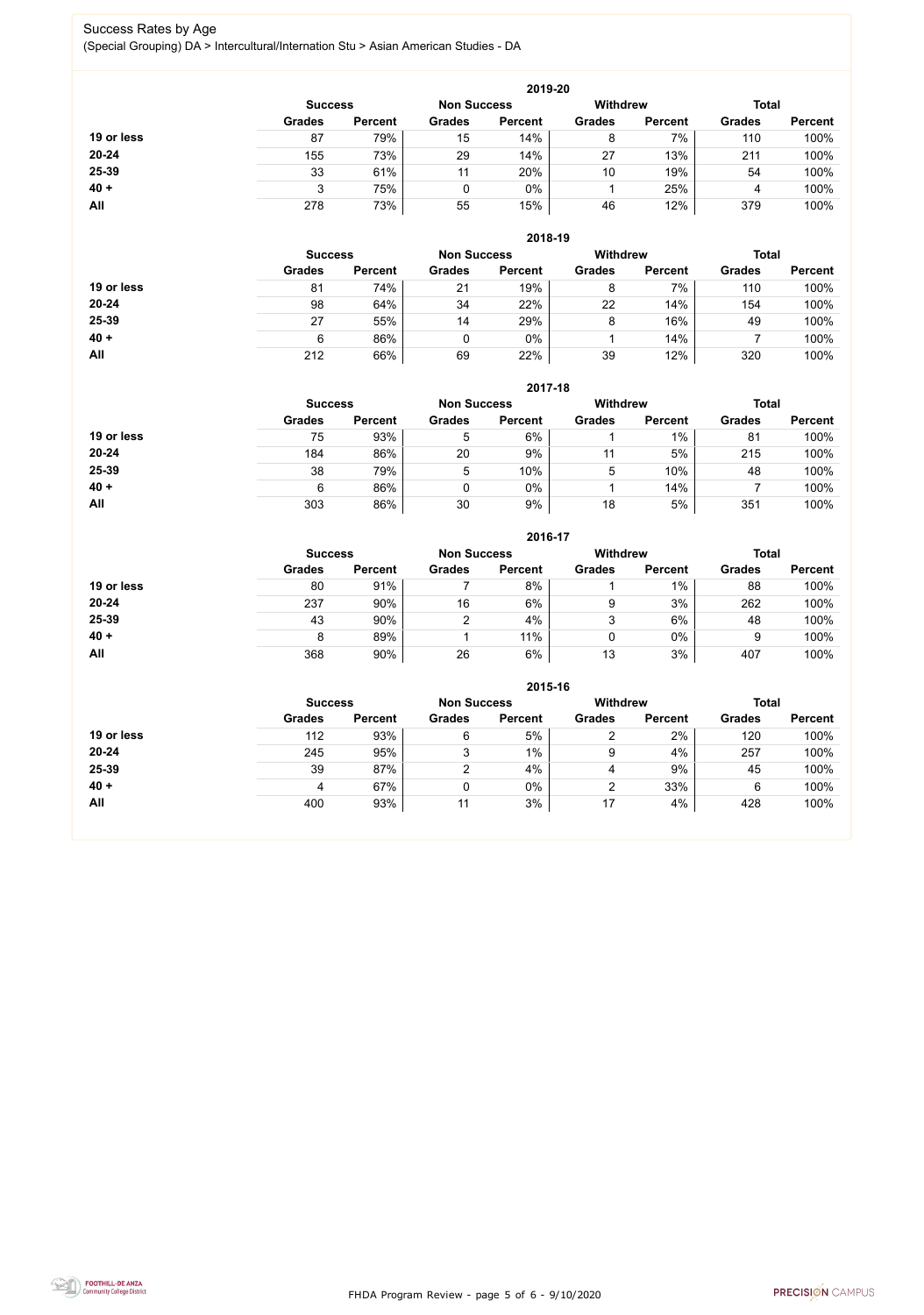# Success Rates by Age

(Special Grouping) DA > Intercultural/Internation Stu > Asian American Studies - DA

### 2019-20

| | Success | | Non Success | | Withdrew | | Total | |
|---|---|---|---|---|---|---|---|---|
| | Grades | Percent | Grades | Percent | Grades | Percent | Grades | Percent |
| **19 or less** | 87 | 79% | 15 | 14% | 8 | 7% | 110 | 100% |
| **20-24** | 155 | 73% | 29 | 14% | 27 | 13% | 211 | 100% |
| **25-39** | 33 | 61% | 11 | 20% | 10 | 19% | 54 | 100% |
| **40 +** | 3 | 75% | 0 | 0% | 1 | 25% | 4 | 100% |
| **All** | 278 | 73% | 55 | 15% | 46 | 12% | 379 | 100% |

### 2018-19

| | Success | | Non Success | | Withdrew | | Total | |
|---|---|---|---|---|---|---|---|---|
| | Grades | Percent | Grades | Percent | Grades | Percent | Grades | Percent |
| **19 or less** | 81 | 74% | 21 | 19% | 8 | 7% | 110 | 100% |
| **20-24** | 98 | 64% | 34 | 22% | 22 | 14% | 154 | 100% |
| **25-39** | 27 | 55% | 14 | 29% | 8 | 16% | 49 | 100% |
| **40 +** | 6 | 86% | 0 | 0% | 1 | 14% | 7 | 100% |
| **All** | 212 | 66% | 69 | 22% | 39 | 12% | 320 | 100% |

### 2017-18

| | Success | | Non Success | | Withdrew | | Total | |
|---|---|---|---|---|---|---|---|---|
| | Grades | Percent | Grades | Percent | Grades | Percent | Grades | Percent |
| **19 or less** | 75 | 93% | 5 | 6% | 1 | 1% | 81 | 100% |
| **20-24** | 184 | 86% | 20 | 9% | 11 | 5% | 215 | 100% |
| **25-39** | 38 | 79% | 5 | 10% | 5 | 10% | 48 | 100% |
| **40 +** | 6 | 86% | 0 | 0% | 1 | 14% | 7 | 100% |
| **All** | 303 | 86% | 30 | 9% | 18 | 5% | 351 | 100% |

### 2016-17

| | Success | | Non Success | | Withdrew | | Total | |
|---|---|---|---|---|---|---|---|---|
| | Grades | Percent | Grades | Percent | Grades | Percent | Grades | Percent |
| **19 or less** | 80 | 91% | 7 | 8% | 1 | 1% | 88 | 100% |
| **20-24** | 237 | 90% | 16 | 6% | 9 | 3% | 262 | 100% |
| **25-39** | 43 | 90% | 2 | 4% | 3 | 6% | 48 | 100% |
| **40 +** | 8 | 89% | 1 | 11% | 0 | 0% | 9 | 100% |
| **All** | 368 | 90% | 26 | 6% | 13 | 3% | 407 | 100% |

### 2015-16

| | Success | | Non Success | | Withdrew | | Total | |
|---|---|---|---|---|---|---|---|---|
| | Grades | Percent | Grades | Percent | Grades | Percent | Grades | Percent |
| **19 or less** | 112 | 93% | 6 | 5% | 2 | 2% | 120 | 100% |
| **20-24** | 245 | 95% | 3 | 1% | 9 | 4% | 257 | 100% |
| **25-39** | 39 | 87% | 2 | 4% | 4 | 9% | 45 | 100% |
| **40 +** | 4 | 67% | 0 | 0% | 2 | 33% | 6 | 100% |
| **All** | 400 | 93% | 11 | 3% | 17 | 4% | 428 | 100% |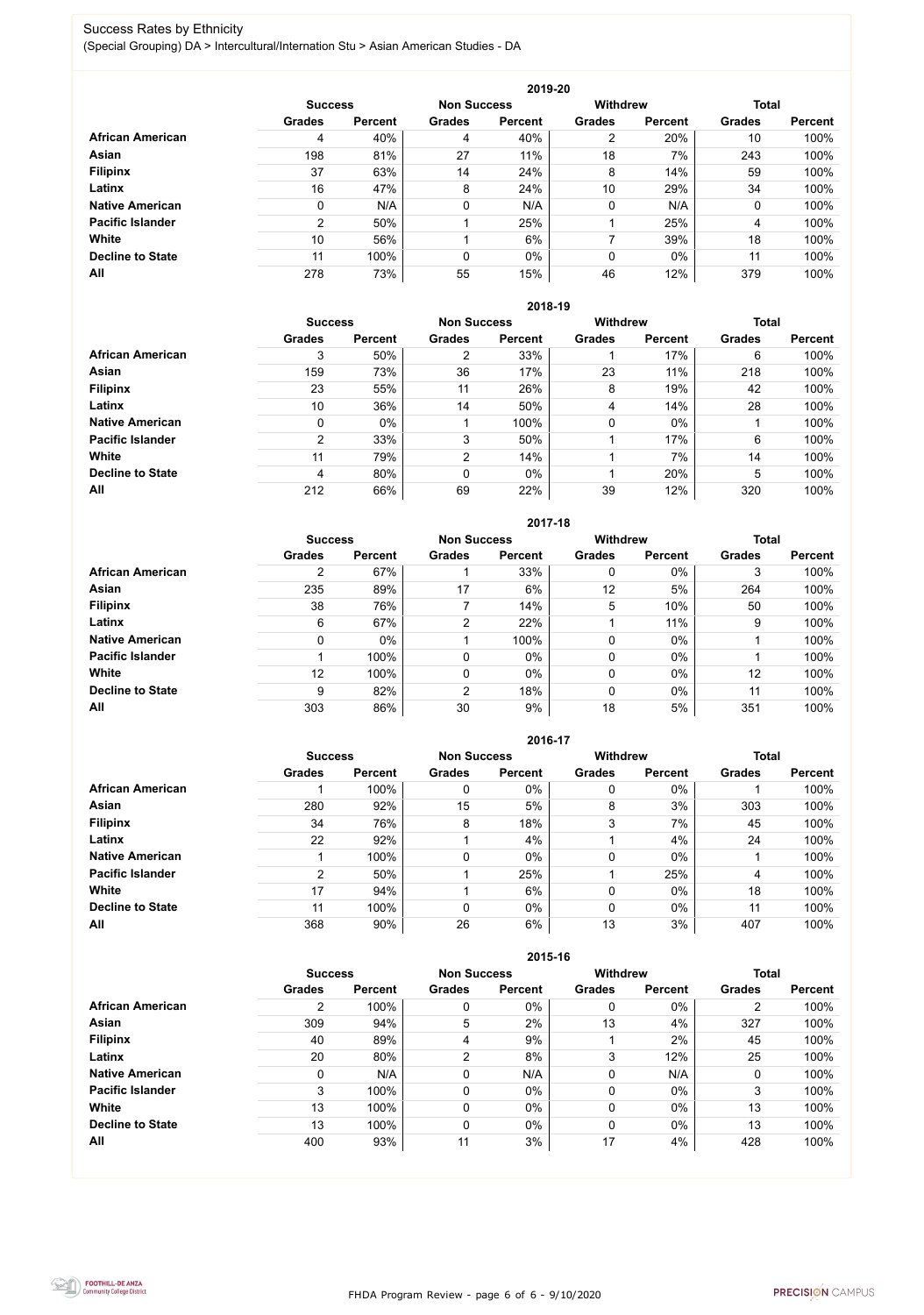# Success Rates by Ethnicity

(Special Grouping) DA > Intercultural/Internation Stu > Asian American Studies - DA

### 2019-20

| | Success | | Non Success | | Withdrew | | Total | |
|---|---|---|---|---|---|---|---|---|
| | Grades | Percent | Grades | Percent | Grades | Percent | Grades | Percent |
| **African American** | 4 | 40% | 4 | 40% | 2 | 20% | 10 | 100% |
| **Asian** | 198 | 81% | 27 | 11% | 18 | 7% | 243 | 100% |
| **Filipinx** | 37 | 63% | 14 | 24% | 8 | 14% | 59 | 100% |
| **Latinx** | 16 | 47% | 8 | 24% | 10 | 29% | 34 | 100% |
| **Native American** | 0 | N/A | 0 | N/A | 0 | N/A | 0 | 100% |
| **Pacific Islander** | 2 | 50% | 1 | 25% | 1 | 25% | 4 | 100% |
| **White** | 10 | 56% | 1 | 6% | 7 | 39% | 18 | 100% |
| **Decline to State** | 11 | 100% | 0 | 0% | 0 | 0% | 11 | 100% |
| **All** | 278 | 73% | 55 | 15% | 46 | 12% | 379 | 100% |

### 2018-19

| | Success | | Non Success | | Withdrew | | Total | |
|---|---|---|---|---|---|---|---|---|
| | Grades | Percent | Grades | Percent | Grades | Percent | Grades | Percent |
| **African American** | 3 | 50% | 2 | 33% | 1 | 17% | 6 | 100% |
| **Asian** | 159 | 73% | 36 | 17% | 23 | 11% | 218 | 100% |
| **Filipinx** | 23 | 55% | 11 | 26% | 8 | 19% | 42 | 100% |
| **Latinx** | 10 | 36% | 14 | 50% | 4 | 14% | 28 | 100% |
| **Native American** | 0 | 0% | 1 | 100% | 0 | 0% | 1 | 100% |
| **Pacific Islander** | 2 | 33% | 3 | 50% | 1 | 17% | 6 | 100% |
| **White** | 11 | 79% | 2 | 14% | 1 | 7% | 14 | 100% |
| **Decline to State** | 4 | 80% | 0 | 0% | 1 | 20% | 5 | 100% |
| **All** | 212 | 66% | 69 | 22% | 39 | 12% | 320 | 100% |

### 2017-18

| | Success | | Non Success | | Withdrew | | Total | |
|---|---|---|---|---|---|---|---|---|
| | Grades | Percent | Grades | Percent | Grades | Percent | Grades | Percent |
| **African American** | 2 | 67% | 1 | 33% | 0 | 0% | 3 | 100% |
| **Asian** | 235 | 89% | 17 | 6% | 12 | 5% | 264 | 100% |
| **Filipinx** | 38 | 76% | 7 | 14% | 5 | 10% | 50 | 100% |
| **Latinx** | 6 | 67% | 2 | 22% | 1 | 11% | 9 | 100% |
| **Native American** | 0 | 0% | 1 | 100% | 0 | 0% | 1 | 100% |
| **Pacific Islander** | 1 | 100% | 0 | 0% | 0 | 0% | 1 | 100% |
| **White** | 12 | 100% | 0 | 0% | 0 | 0% | 12 | 100% |
| **Decline to State** | 9 | 82% | 2 | 18% | 0 | 0% | 11 | 100% |
| **All** | 303 | 86% | 30 | 9% | 18 | 5% | 351 | 100% |

### 2016-17

| | Success | | Non Success | | Withdrew | | Total | |
|---|---|---|---|---|---|---|---|---|
| | Grades | Percent | Grades | Percent | Grades | Percent | Grades | Percent |
| **African American** | 1 | 100% | 0 | 0% | 0 | 0% | 1 | 100% |
| **Asian** | 280 | 92% | 15 | 5% | 8 | 3% | 303 | 100% |
| **Filipinx** | 34 | 76% | 8 | 18% | 3 | 7% | 45 | 100% |
| **Latinx** | 22 | 92% | 1 | 4% | 1 | 4% | 24 | 100% |
| **Native American** | 1 | 100% | 0 | 0% | 0 | 0% | 1 | 100% |
| **Pacific Islander** | 2 | 50% | 1 | 25% | 1 | 25% | 4 | 100% |
| **White** | 17 | 94% | 1 | 6% | 0 | 0% | 18 | 100% |
| **Decline to State** | 11 | 100% | 0 | 0% | 0 | 0% | 11 | 100% |
| **All** | 368 | 90% | 26 | 6% | 13 | 3% | 407 | 100% |

### 2015-16

| | Success | | Non Success | | Withdrew | | Total | |
|---|---|---|---|---|---|---|---|---|
| | Grades | Percent | Grades | Percent | Grades | Percent | Grades | Percent |
| **African American** | 2 | 100% | 0 | 0% | 0 | 0% | 2 | 100% |
| **Asian** | 309 | 94% | 5 | 2% | 13 | 4% | 327 | 100% |
| **Filipinx** | 40 | 89% | 4 | 9% | 1 | 2% | 45 | 100% |
| **Latinx** | 20 | 80% | 2 | 8% | 3 | 12% | 25 | 100% |
| **Native American** | 0 | N/A | 0 | N/A | 0 | N/A | 0 | 100% |
| **Pacific Islander** | 3 | 100% | 0 | 0% | 0 | 0% | 3 | 100% |
| **White** | 13 | 100% | 0 | 0% | 0 | 0% | 13 | 100% |
| **Decline to State** | 13 | 100% | 0 | 0% | 0 | 0% | 13 | 100% |
| **All** | 400 | 93% | 11 | 3% | 17 | 4% | 428 | 100% |